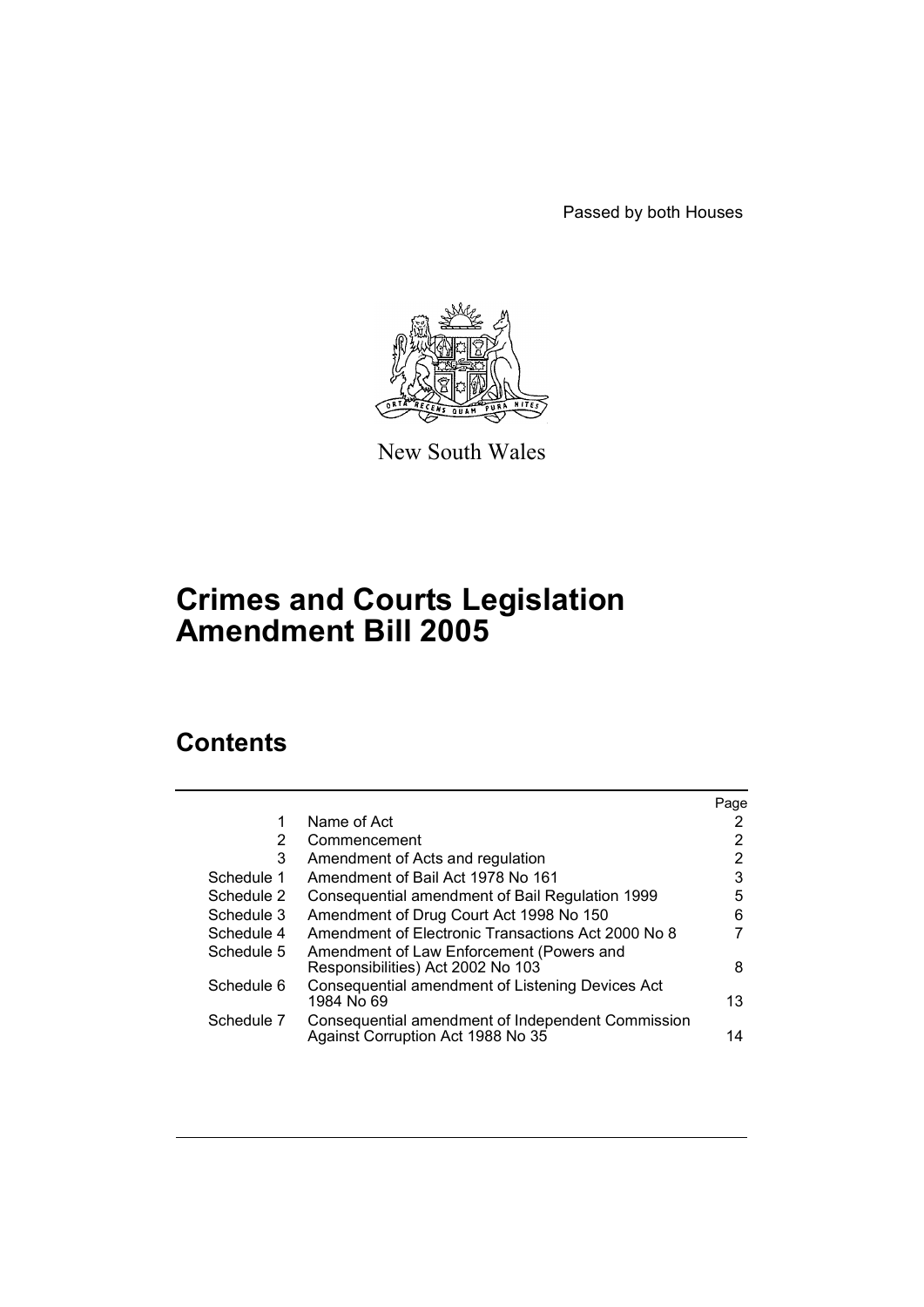Passed by both Houses

New South Wales

# Crimes and Courts Legislation Amendment Bill 2005

## Contents

| | | Page |
|---|---|---|
| 1 | Name of Act | 2 |
| 2 | Commencement | 2 |
| 3 | Amendment of Acts and regulation | 2 |
| Schedule 1 | Amendment of Bail Act 1978 No 161 | 3 |
| Schedule 2 | Consequential amendment of Bail Regulation 1999 | 5 |
| Schedule 3 | Amendment of Drug Court Act 1998 No 150 | 6 |
| Schedule 4 | Amendment of Electronic Transactions Act 2000 No 8 | 7 |
| Schedule 5 | Amendment of Law Enforcement (Powers and Responsibilities) Act 2002 No 103 | 8 |
| Schedule 6 | Consequential amendment of Listening Devices Act 1984 No 69 | 13 |
| Schedule 7 | Consequential amendment of Independent Commission Against Corruption Act 1988 No 35 | 14 |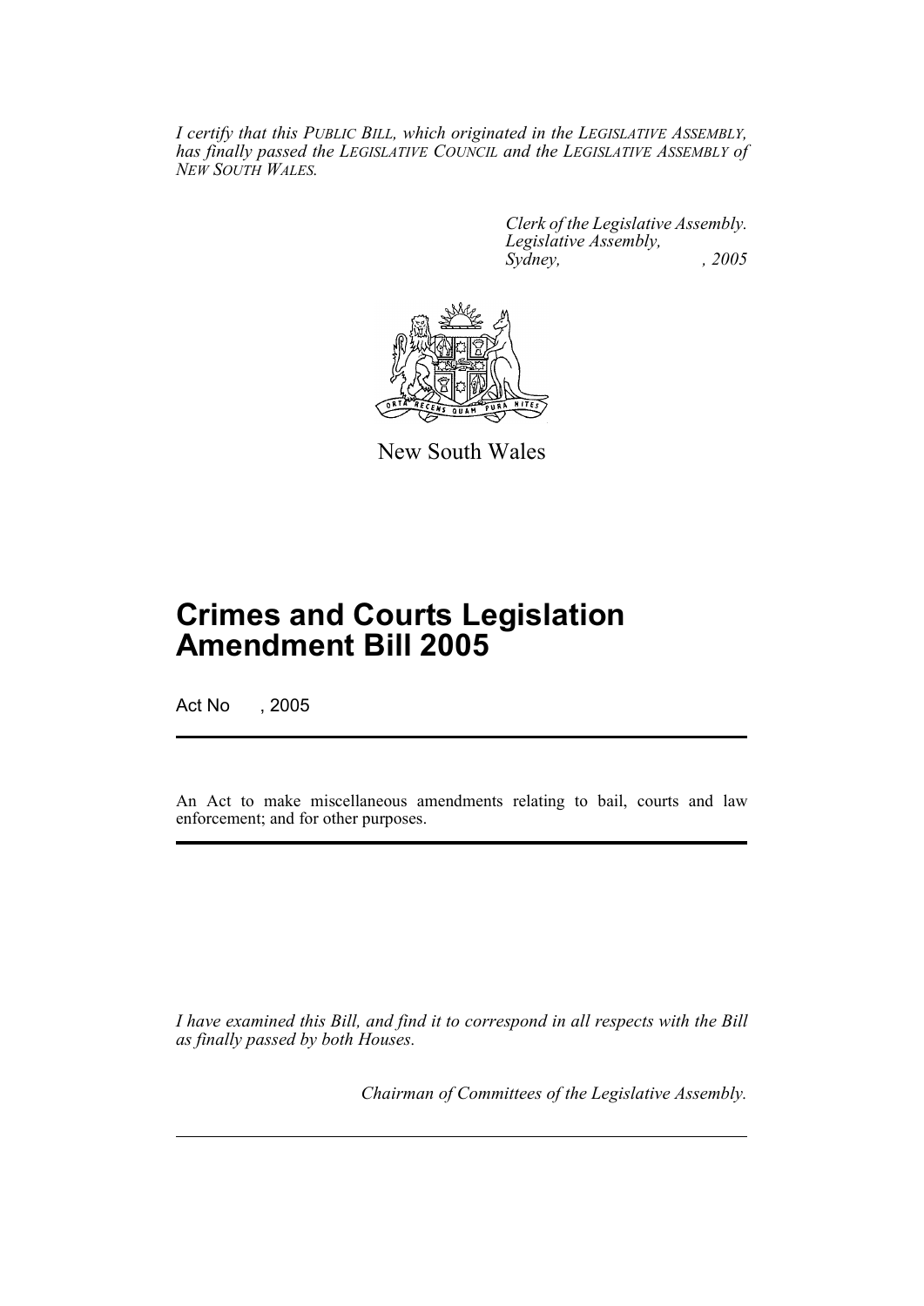*I certify that this PUBLIC BILL, which originated in the LEGISLATIVE ASSEMBLY, has finally passed the LEGISLATIVE COUNCIL and the LEGISLATIVE ASSEMBLY of NEW SOUTH WALES.*

*Clerk of the Legislative Assembly.*
*Legislative Assembly,*
*Sydney, , 2005*

New South Wales

# Crimes and Courts Legislation Amendment Bill 2005

Act No , 2005

An Act to make miscellaneous amendments relating to bail, courts and law enforcement; and for other purposes.

*I have examined this Bill, and find it to correspond in all respects with the Bill as finally passed by both Houses.*

*Chairman of Committees of the Legislative Assembly.*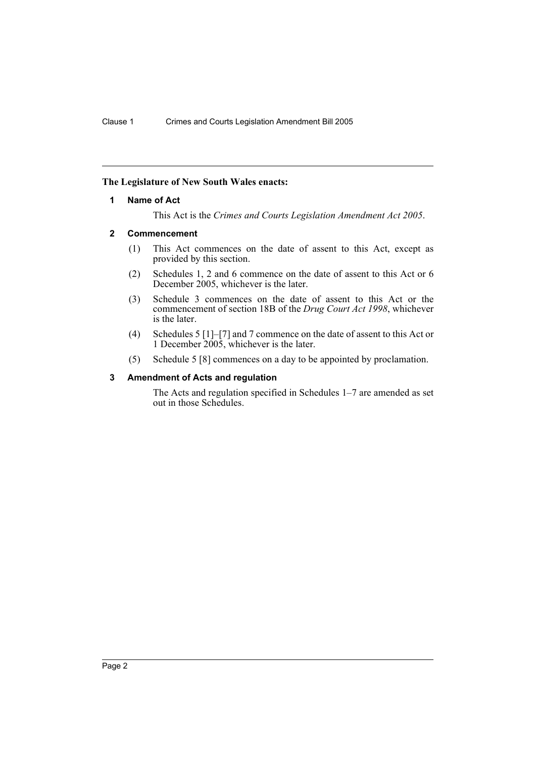**The Legislature of New South Wales enacts:**

## 1 Name of Act

This Act is the *Crimes and Courts Legislation Amendment Act 2005*.

## 2 Commencement

(1) This Act commences on the date of assent to this Act, except as provided by this section.

(2) Schedules 1, 2 and 6 commence on the date of assent to this Act or 6 December 2005, whichever is the later.

(3) Schedule 3 commences on the date of assent to this Act or the commencement of section 18B of the *Drug Court Act 1998*, whichever is the later.

(4) Schedules 5 [1]–[7] and 7 commence on the date of assent to this Act or 1 December 2005, whichever is the later.

(5) Schedule 5 [8] commences on a day to be appointed by proclamation.

## 3 Amendment of Acts and regulation

The Acts and regulation specified in Schedules 1–7 are amended as set out in those Schedules.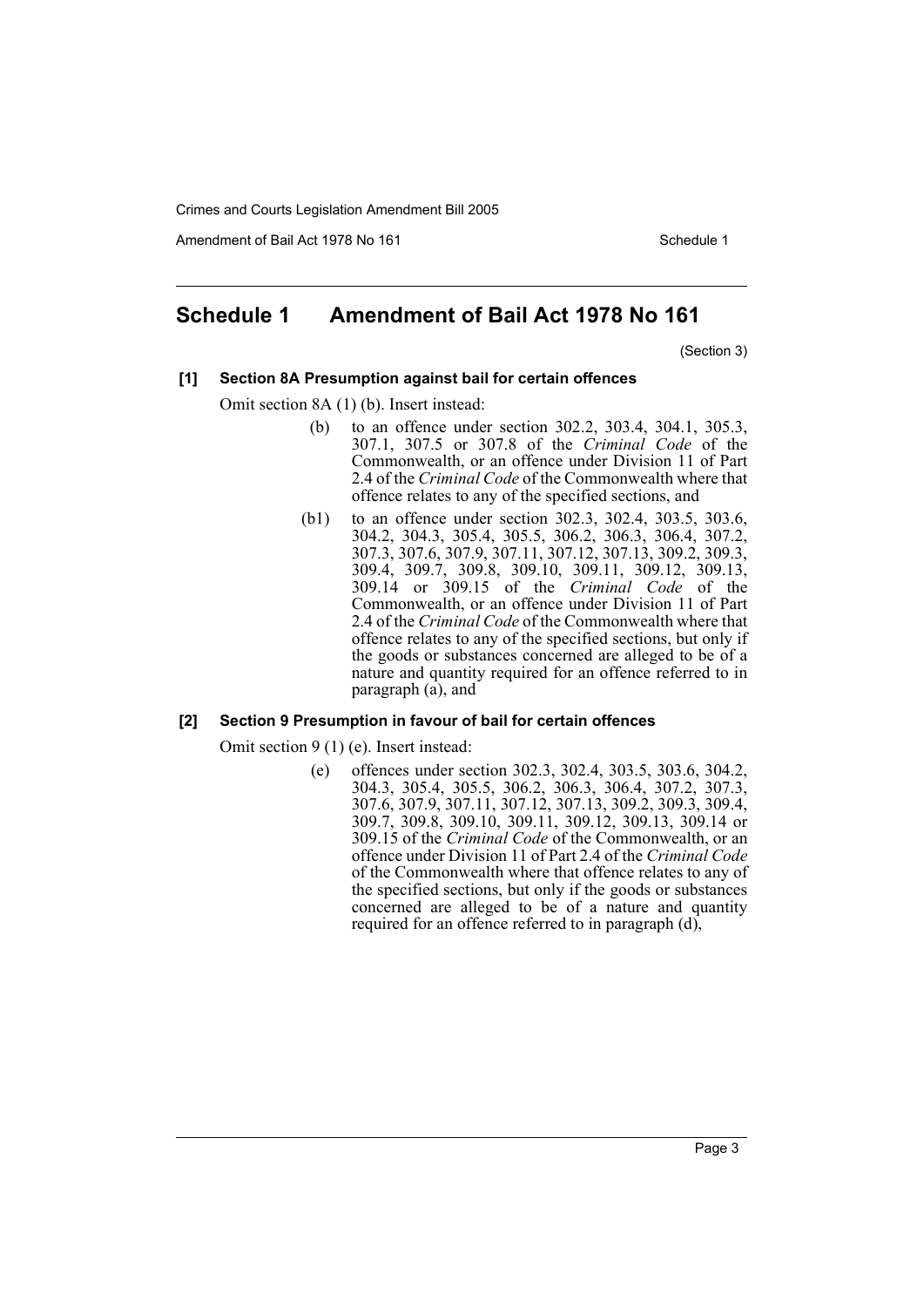## Schedule 1 Amendment of Bail Act 1978 No 161

(Section 3)

### [1] Section 8A Presumption against bail for certain offences

Omit section 8A (1) (b). Insert instead:

(b) to an offence under section 302.2, 303.4, 304.1, 305.3, 307.1, 307.5 or 307.8 of the *Criminal Code* of the Commonwealth, or an offence under Division 11 of Part 2.4 of the *Criminal Code* of the Commonwealth where that offence relates to any of the specified sections, and

(b1) to an offence under section 302.3, 302.4, 303.5, 303.6, 304.2, 304.3, 305.4, 305.5, 306.2, 306.3, 306.4, 307.2, 307.3, 307.6, 307.9, 307.11, 307.12, 307.13, 309.2, 309.3, 309.4, 309.7, 309.8, 309.10, 309.11, 309.12, 309.13, 309.14 or 309.15 of the *Criminal Code* of the Commonwealth, or an offence under Division 11 of Part 2.4 of the *Criminal Code* of the Commonwealth where that offence relates to any of the specified sections, but only if the goods or substances concerned are alleged to be of a nature and quantity required for an offence referred to in paragraph (a), and

### [2] Section 9 Presumption in favour of bail for certain offences

Omit section 9 (1) (e). Insert instead:

(e) offences under section 302.3, 302.4, 303.5, 303.6, 304.2, 304.3, 305.4, 305.5, 306.2, 306.3, 306.4, 307.2, 307.3, 307.6, 307.9, 307.11, 307.12, 307.13, 309.2, 309.3, 309.4, 309.7, 309.8, 309.10, 309.11, 309.12, 309.13, 309.14 or 309.15 of the *Criminal Code* of the Commonwealth, or an offence under Division 11 of Part 2.4 of the *Criminal Code* of the Commonwealth where that offence relates to any of the specified sections, but only if the goods or substances concerned are alleged to be of a nature and quantity required for an offence referred to in paragraph (d),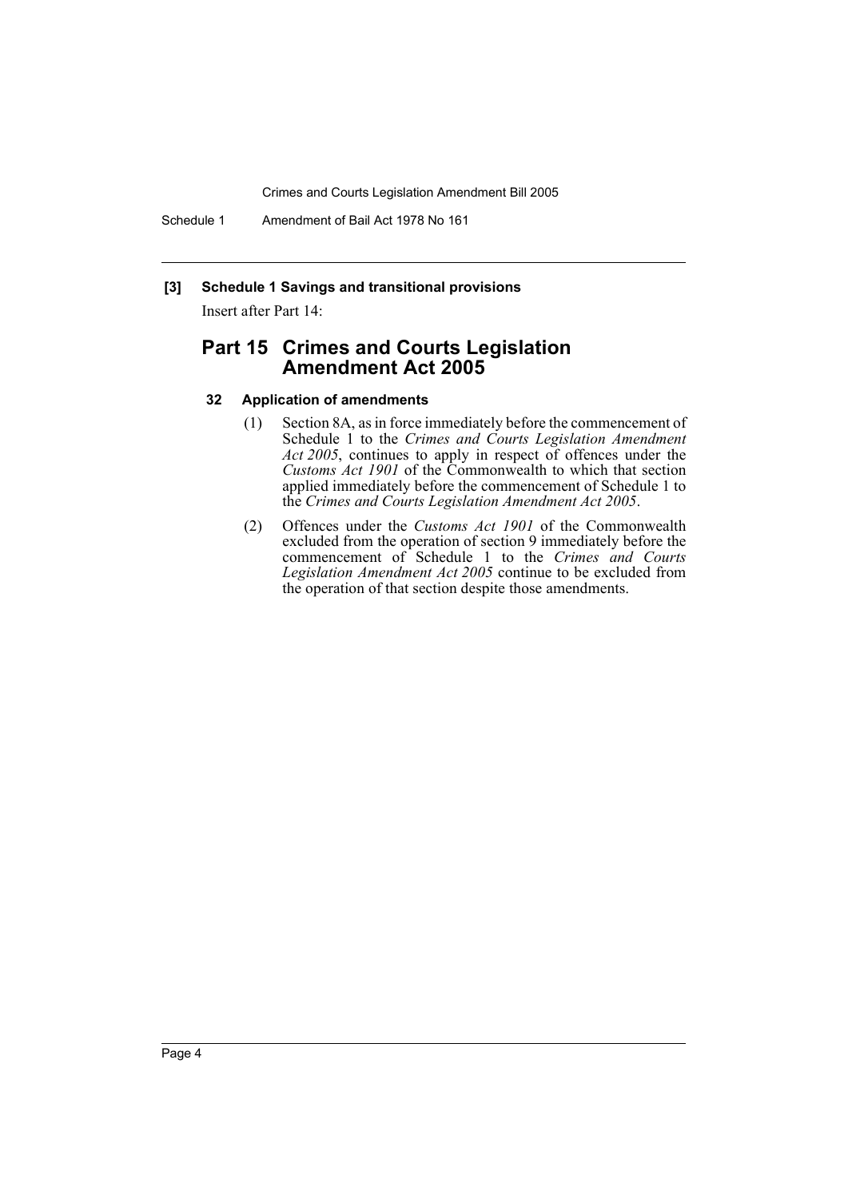**[3] Schedule 1 Savings and transitional provisions**

Insert after Part 14:

## Part 15 Crimes and Courts Legislation Amendment Act 2005

### 32 Application of amendments

(1) Section 8A, as in force immediately before the commencement of Schedule 1 to the *Crimes and Courts Legislation Amendment Act 2005*, continues to apply in respect of offences under the *Customs Act 1901* of the Commonwealth to which that section applied immediately before the commencement of Schedule 1 to the *Crimes and Courts Legislation Amendment Act 2005*.

(2) Offences under the *Customs Act 1901* of the Commonwealth excluded from the operation of section 9 immediately before the commencement of Schedule 1 to the *Crimes and Courts Legislation Amendment Act 2005* continue to be excluded from the operation of that section despite those amendments.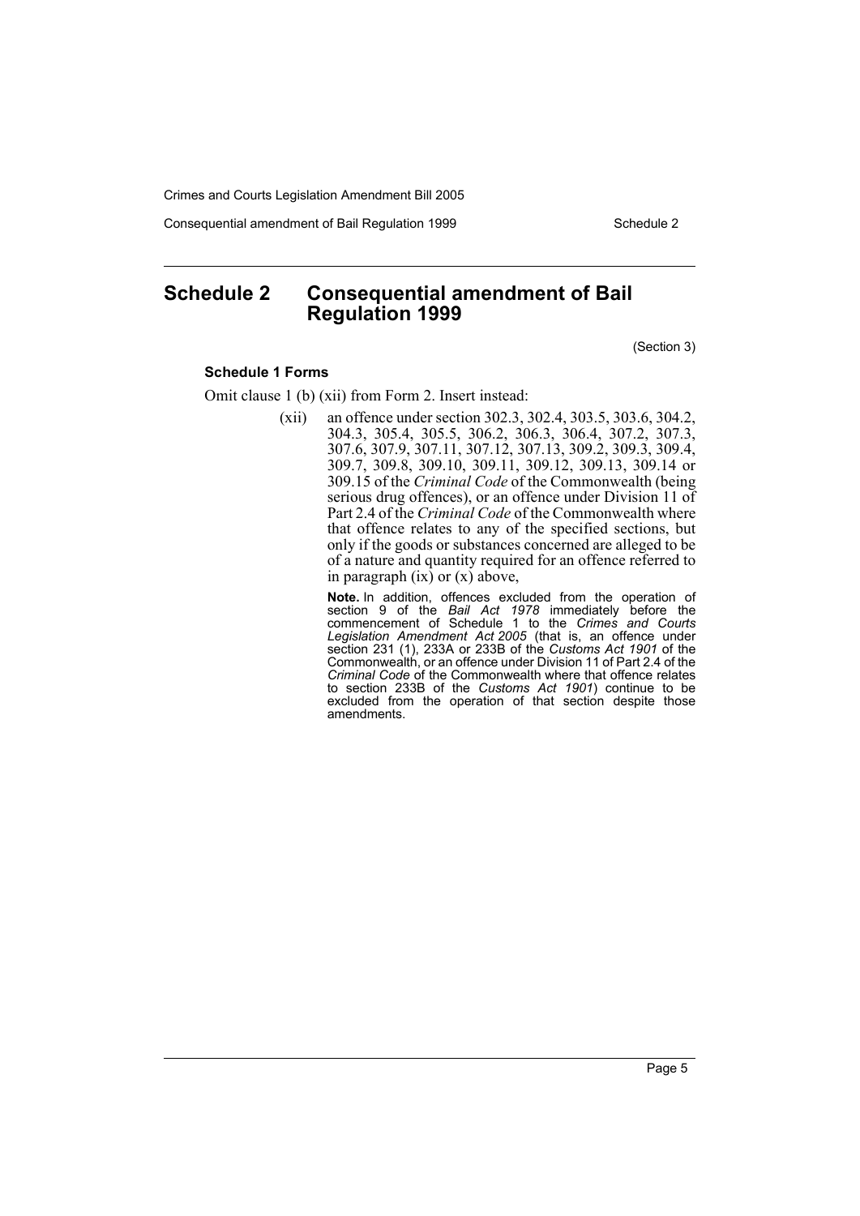# Schedule 2 Consequential amendment of Bail Regulation 1999

(Section 3)

### Schedule 1 Forms

Omit clause 1 (b) (xii) from Form 2. Insert instead:

(xii) an offence under section 302.3, 302.4, 303.5, 303.6, 304.2, 304.3, 305.4, 305.5, 306.2, 306.3, 306.4, 307.2, 307.3, 307.6, 307.9, 307.11, 307.12, 307.13, 309.2, 309.3, 309.4, 309.7, 309.8, 309.10, 309.11, 309.12, 309.13, 309.14 or 309.15 of the *Criminal Code* of the Commonwealth (being serious drug offences), or an offence under Division 11 of Part 2.4 of the *Criminal Code* of the Commonwealth where that offence relates to any of the specified sections, but only if the goods or substances concerned are alleged to be of a nature and quantity required for an offence referred to in paragraph (ix) or (x) above,

**Note.** In addition, offences excluded from the operation of section 9 of the *Bail Act 1978* immediately before the commencement of Schedule 1 to the *Crimes and Courts Legislation Amendment Act 2005* (that is, an offence under section 231 (1), 233A or 233B of the *Customs Act 1901* of the Commonwealth, or an offence under Division 11 of Part 2.4 of the *Criminal Code* of the Commonwealth where that offence relates to section 233B of the *Customs Act 1901*) continue to be excluded from the operation of that section despite those amendments.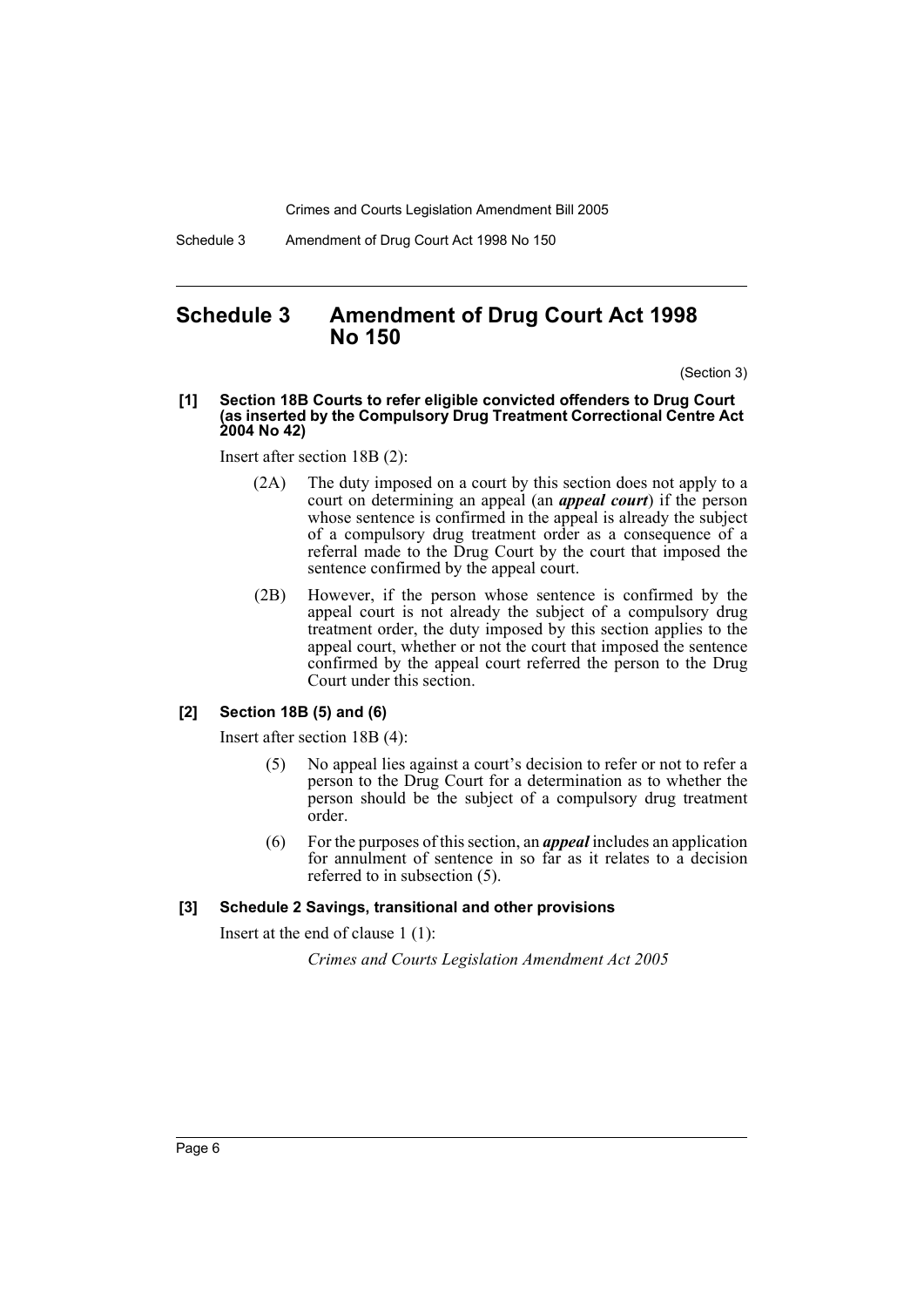# Schedule 3 Amendment of Drug Court Act 1998 No 150

(Section 3)

**[1] Section 18B Courts to refer eligible convicted offenders to Drug Court (as inserted by the Compulsory Drug Treatment Correctional Centre Act 2004 No 42)**

Insert after section 18B (2):

(2A) The duty imposed on a court by this section does not apply to a court on determining an appeal (an ***appeal court***) if the person whose sentence is confirmed in the appeal is already the subject of a compulsory drug treatment order as a consequence of a referral made to the Drug Court by the court that imposed the sentence confirmed by the appeal court.

(2B) However, if the person whose sentence is confirmed by the appeal court is not already the subject of a compulsory drug treatment order, the duty imposed by this section applies to the appeal court, whether or not the court that imposed the sentence confirmed by the appeal court referred the person to the Drug Court under this section.

**[2] Section 18B (5) and (6)**

Insert after section 18B (4):

(5) No appeal lies against a court's decision to refer or not to refer a person to the Drug Court for a determination as to whether the person should be the subject of a compulsory drug treatment order.

(6) For the purposes of this section, an ***appeal*** includes an application for annulment of sentence in so far as it relates to a decision referred to in subsection (5).

**[3] Schedule 2 Savings, transitional and other provisions**

Insert at the end of clause 1 (1):

*Crimes and Courts Legislation Amendment Act 2005*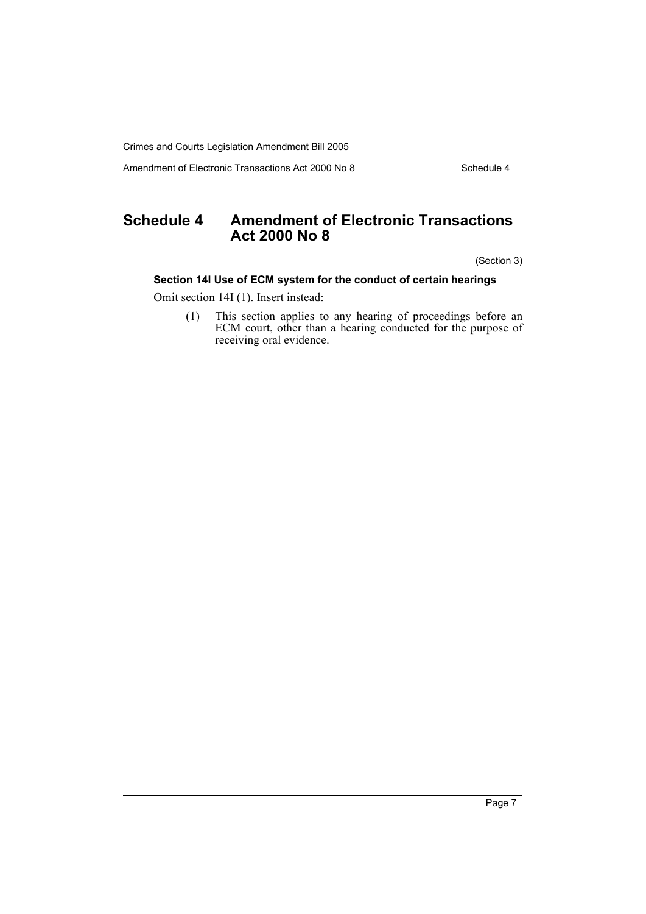# Schedule 4 Amendment of Electronic Transactions Act 2000 No 8

(Section 3)

### Section 14I Use of ECM system for the conduct of certain hearings

Omit section 14I (1). Insert instead:

(1) This section applies to any hearing of proceedings before an ECM court, other than a hearing conducted for the purpose of receiving oral evidence.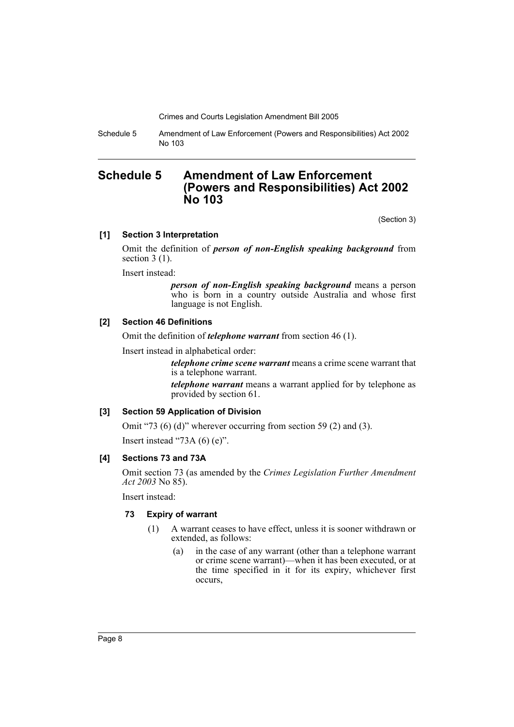# Schedule 5 Amendment of Law Enforcement (Powers and Responsibilities) Act 2002 No 103

(Section 3)

**[1] Section 3 Interpretation**

Omit the definition of ***person of non-English speaking background*** from section 3 (1).

Insert instead:

> ***person of non-English speaking background*** means a person who is born in a country outside Australia and whose first language is not English.

**[2] Section 46 Definitions**

Omit the definition of ***telephone warrant*** from section 46 (1).

Insert instead in alphabetical order:

> ***telephone crime scene warrant*** means a crime scene warrant that is a telephone warrant.
>
> ***telephone warrant*** means a warrant applied for by telephone as provided by section 61.

**[3] Section 59 Application of Division**

Omit "73 (6) (d)" wherever occurring from section 59 (2) and (3).

Insert instead "73A (6) (e)".

**[4] Sections 73 and 73A**

Omit section 73 (as amended by the *Crimes Legislation Further Amendment Act 2003* No 85).

Insert instead:

**73 Expiry of warrant**

(1) A warrant ceases to have effect, unless it is sooner withdrawn or extended, as follows:

(a) in the case of any warrant (other than a telephone warrant or crime scene warrant)—when it has been executed, or at the time specified in it for its expiry, whichever first occurs,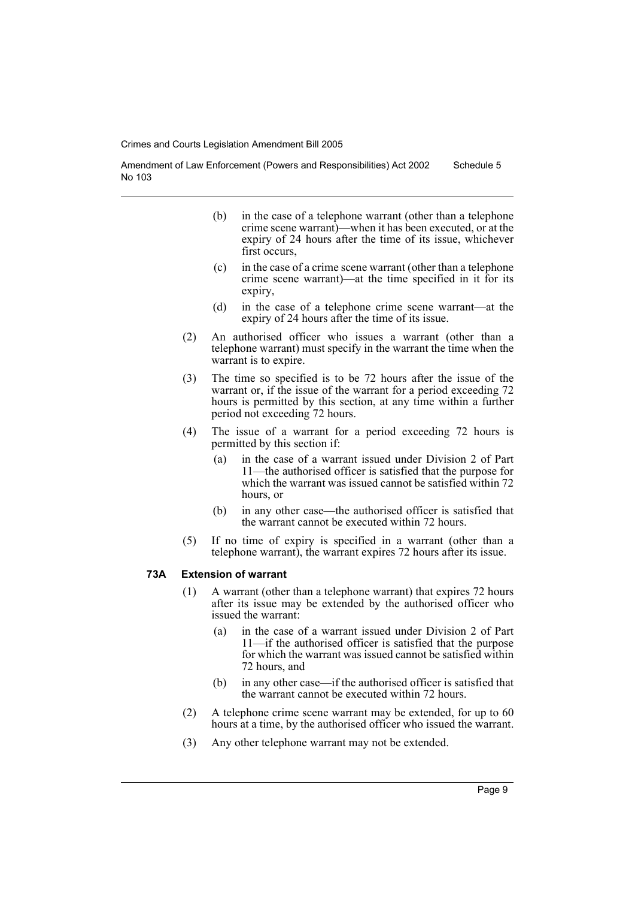(b) in the case of a telephone warrant (other than a telephone crime scene warrant)—when it has been executed, or at the expiry of 24 hours after the time of its issue, whichever first occurs,

(c) in the case of a crime scene warrant (other than a telephone crime scene warrant)—at the time specified in it for its expiry,

(d) in the case of a telephone crime scene warrant—at the expiry of 24 hours after the time of its issue.

(2) An authorised officer who issues a warrant (other than a telephone warrant) must specify in the warrant the time when the warrant is to expire.

(3) The time so specified is to be 72 hours after the issue of the warrant or, if the issue of the warrant for a period exceeding 72 hours is permitted by this section, at any time within a further period not exceeding 72 hours.

(4) The issue of a warrant for a period exceeding 72 hours is permitted by this section if:

(a) in the case of a warrant issued under Division 2 of Part 11—the authorised officer is satisfied that the purpose for which the warrant was issued cannot be satisfied within 72 hours, or

(b) in any other case—the authorised officer is satisfied that the warrant cannot be executed within 72 hours.

(5) If no time of expiry is specified in a warrant (other than a telephone warrant), the warrant expires 72 hours after its issue.

**73A Extension of warrant**

(1) A warrant (other than a telephone warrant) that expires 72 hours after its issue may be extended by the authorised officer who issued the warrant:

(a) in the case of a warrant issued under Division 2 of Part 11—if the authorised officer is satisfied that the purpose for which the warrant was issued cannot be satisfied within 72 hours, and

(b) in any other case—if the authorised officer is satisfied that the warrant cannot be executed within 72 hours.

(2) A telephone crime scene warrant may be extended, for up to 60 hours at a time, by the authorised officer who issued the warrant.

(3) Any other telephone warrant may not be extended.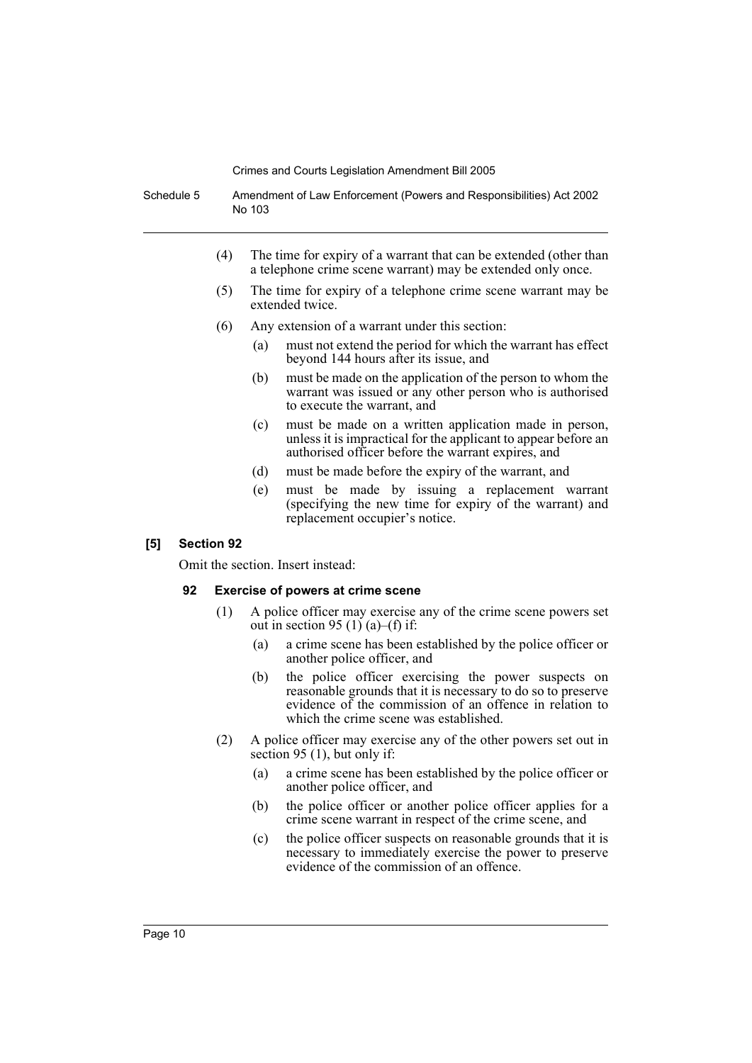(4) The time for expiry of a warrant that can be extended (other than a telephone crime scene warrant) may be extended only once.

(5) The time for expiry of a telephone crime scene warrant may be extended twice.

(6) Any extension of a warrant under this section:

(a) must not extend the period for which the warrant has effect beyond 144 hours after its issue, and

(b) must be made on the application of the person to whom the warrant was issued or any other person who is authorised to execute the warrant, and

(c) must be made on a written application made in person, unless it is impractical for the applicant to appear before an authorised officer before the warrant expires, and

(d) must be made before the expiry of the warrant, and

(e) must be made by issuing a replacement warrant (specifying the new time for expiry of the warrant) and replacement occupier's notice.

### [5] Section 92

Omit the section. Insert instead:

#### 92 Exercise of powers at crime scene

(1) A police officer may exercise any of the crime scene powers set out in section 95 (1) (a)–(f) if:

(a) a crime scene has been established by the police officer or another police officer, and

(b) the police officer exercising the power suspects on reasonable grounds that it is necessary to do so to preserve evidence of the commission of an offence in relation to which the crime scene was established.

(2) A police officer may exercise any of the other powers set out in section 95 (1), but only if:

(a) a crime scene has been established by the police officer or another police officer, and

(b) the police officer or another police officer applies for a crime scene warrant in respect of the crime scene, and

(c) the police officer suspects on reasonable grounds that it is necessary to immediately exercise the power to preserve evidence of the commission of an offence.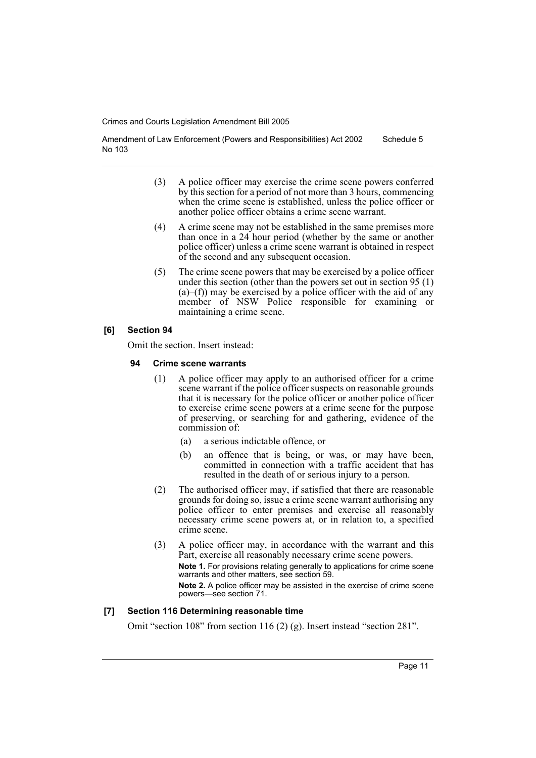(3) A police officer may exercise the crime scene powers conferred by this section for a period of not more than 3 hours, commencing when the crime scene is established, unless the police officer or another police officer obtains a crime scene warrant.

(4) A crime scene may not be established in the same premises more than once in a 24 hour period (whether by the same or another police officer) unless a crime scene warrant is obtained in respect of the second and any subsequent occasion.

(5) The crime scene powers that may be exercised by a police officer under this section (other than the powers set out in section 95 (1) (a)–(f)) may be exercised by a police officer with the aid of any member of NSW Police responsible for examining or maintaining a crime scene.

#### [6] Section 94

Omit the section. Insert instead:

##### 94 Crime scene warrants

(1) A police officer may apply to an authorised officer for a crime scene warrant if the police officer suspects on reasonable grounds that it is necessary for the police officer or another police officer to exercise crime scene powers at a crime scene for the purpose of preserving, or searching for and gathering, evidence of the commission of:

- (a) a serious indictable offence, or
- (b) an offence that is being, or was, or may have been, committed in connection with a traffic accident that has resulted in the death of or serious injury to a person.

(2) The authorised officer may, if satisfied that there are reasonable grounds for doing so, issue a crime scene warrant authorising any police officer to enter premises and exercise all reasonably necessary crime scene powers at, or in relation to, a specified crime scene.

(3) A police officer may, in accordance with the warrant and this Part, exercise all reasonably necessary crime scene powers.

**Note 1.** For provisions relating generally to applications for crime scene warrants and other matters, see section 59.

**Note 2.** A police officer may be assisted in the exercise of crime scene powers—see section 71.

#### [7] Section 116 Determining reasonable time

Omit "section 108" from section 116 (2) (g). Insert instead "section 281".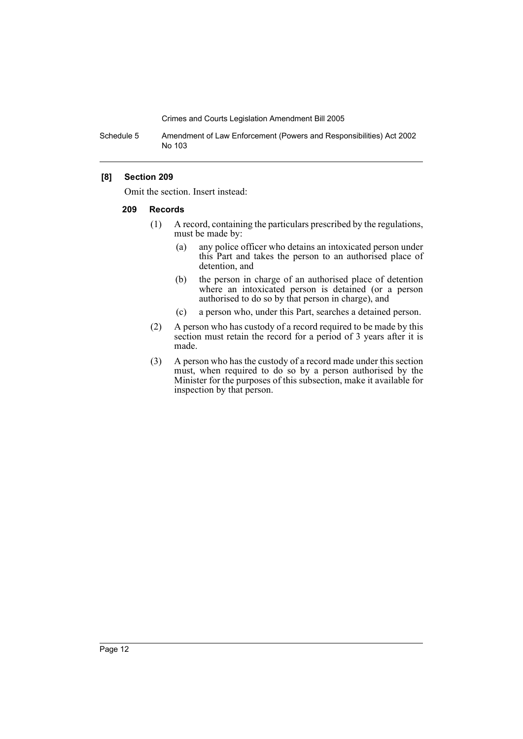**[8] Section 209**

Omit the section. Insert instead:

**209 Records**

(1) A record, containing the particulars prescribed by the regulations, must be made by:

(a) any police officer who detains an intoxicated person under this Part and takes the person to an authorised place of detention, and

(b) the person in charge of an authorised place of detention where an intoxicated person is detained (or a person authorised to do so by that person in charge), and

(c) a person who, under this Part, searches a detained person.

(2) A person who has custody of a record required to be made by this section must retain the record for a period of 3 years after it is made.

(3) A person who has the custody of a record made under this section must, when required to do so by a person authorised by the Minister for the purposes of this subsection, make it available for inspection by that person.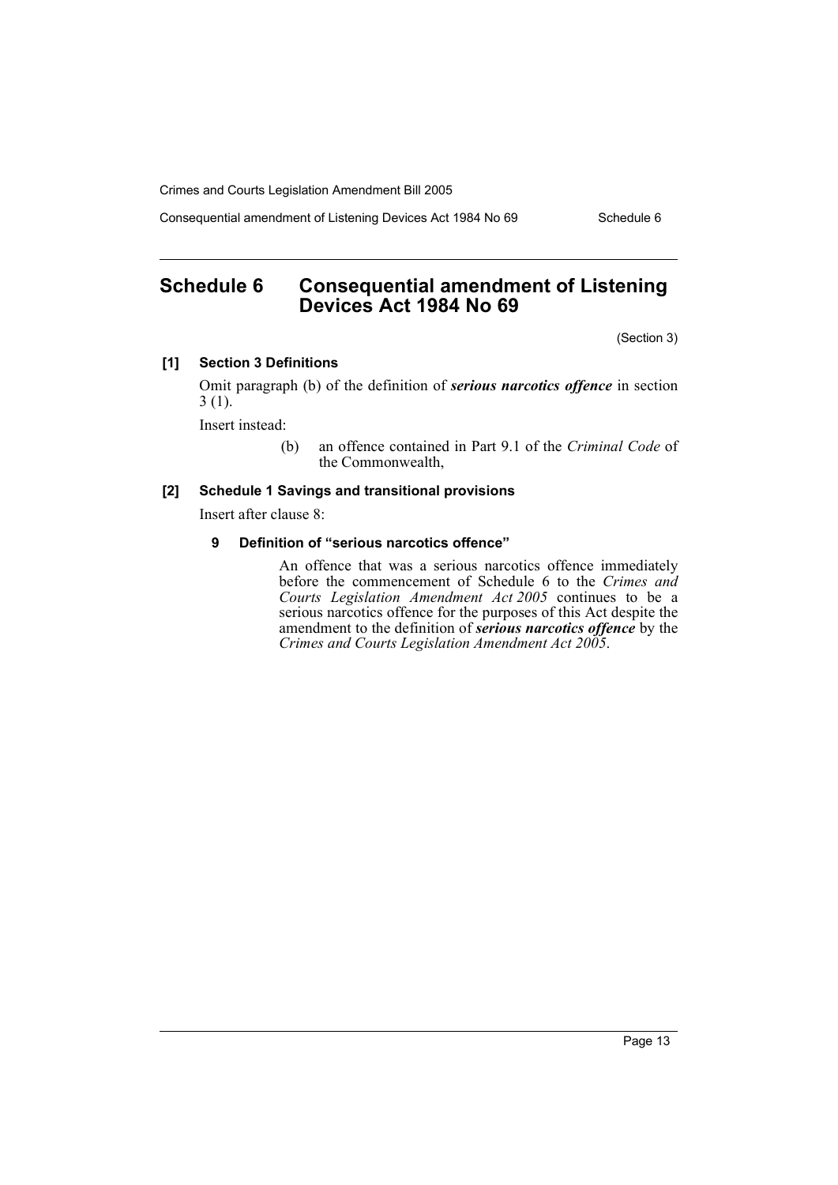# Schedule 6 Consequential amendment of Listening Devices Act 1984 No 69

(Section 3)

**[1] Section 3 Definitions**

Omit paragraph (b) of the definition of ***serious narcotics offence*** in section 3 (1).

Insert instead:

(b) an offence contained in Part 9.1 of the *Criminal Code* of the Commonwealth,

**[2] Schedule 1 Savings and transitional provisions**

Insert after clause 8:

**9 Definition of "serious narcotics offence"**

An offence that was a serious narcotics offence immediately before the commencement of Schedule 6 to the *Crimes and Courts Legislation Amendment Act 2005* continues to be a serious narcotics offence for the purposes of this Act despite the amendment to the definition of ***serious narcotics offence*** by the *Crimes and Courts Legislation Amendment Act 2005*.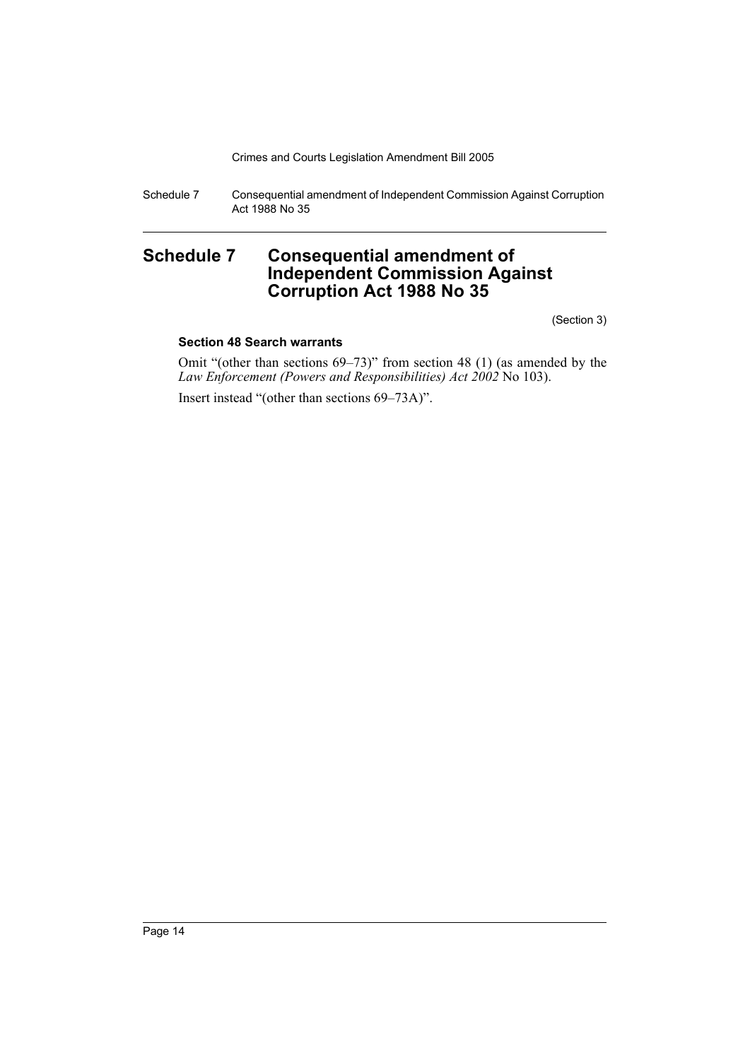# Schedule 7 Consequential amendment of Independent Commission Against Corruption Act 1988 No 35

(Section 3)

**Section 48 Search warrants**

Omit "(other than sections 69–73)" from section 48 (1) (as amended by the *Law Enforcement (Powers and Responsibilities) Act 2002* No 103).

Insert instead "(other than sections 69–73A)".